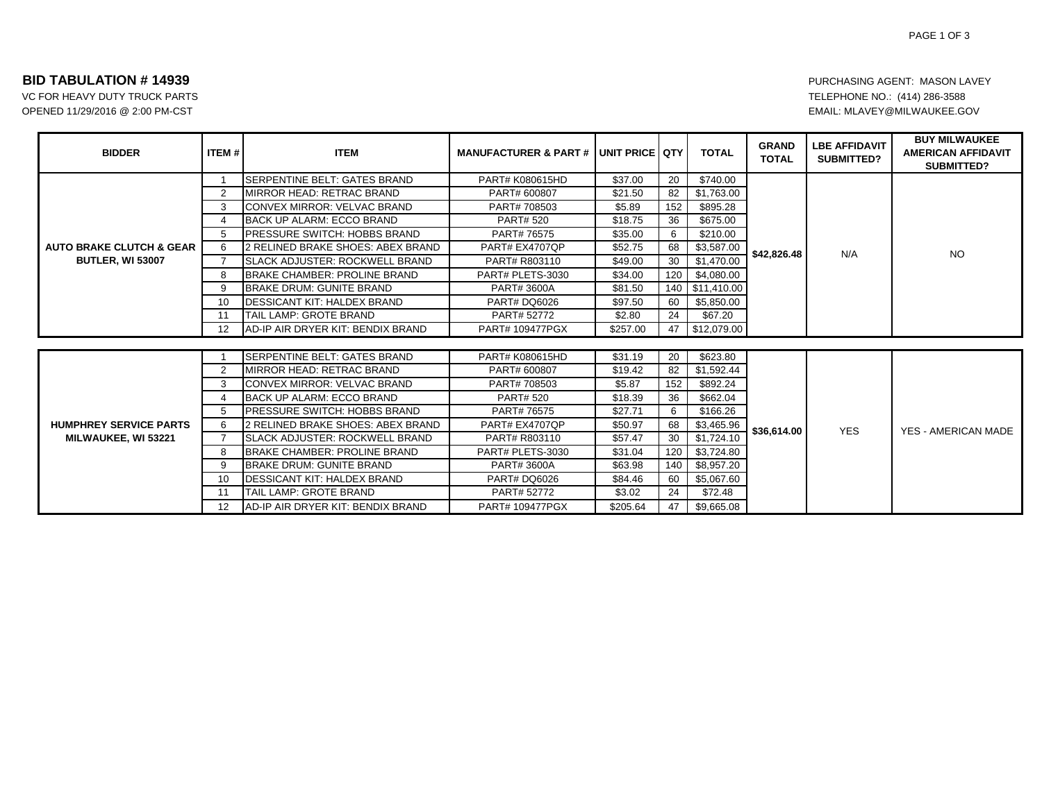# BID TABULATION # 14939

VC FOR HEAVY DUTY TRUCK PARTS
OPENED 11/29/2016 @ 2:00 PM-CST

PURCHASING AGENT: MASON LAVEY
TELEPHONE NO.: (414) 286-3588
EMAIL: MLAVEY@MILWAUKEE.GOV

| BIDDER | ITEM # | ITEM | MANUFACTURER & PART # | UNIT PRICE | QTY | TOTAL | GRAND TOTAL | LBE AFFIDAVIT SUBMITTED? | BUY MILWAUKEE AMERICAN AFFIDAVIT SUBMITTED? |
|---|---|---|---|---|---|---|---|---|---|
| AUTO BRAKE CLUTCH & GEAR BUTLER, WI 53007 | 1 | SERPENTINE BELT: GATES BRAND | PART# K080615HD | $37.00 | 20 | $740.00 | $42,826.48 | N/A | NO |
| | 2 | MIRROR HEAD: RETRAC BRAND | PART# 600807 | $21.50 | 82 | $1,763.00 | | | |
| | 3 | CONVEX MIRROR: VELVAC BRAND | PART# 708503 | $5.89 | 152 | $895.28 | | | |
| | 4 | BACK UP ALARM: ECCO BRAND | PART# 520 | $18.75 | 36 | $675.00 | | | |
| | 5 | PRESSURE SWITCH: HOBBS BRAND | PART# 76575 | $35.00 | 6 | $210.00 | | | |
| | 6 | 2 RELINED BRAKE SHOES: ABEX BRAND | PART# EX4707QP | $52.75 | 68 | $3,587.00 | | | |
| | 7 | SLACK ADJUSTER: ROCKWELL BRAND | PART# R803110 | $49.00 | 30 | $1,470.00 | | | |
| | 8 | BRAKE CHAMBER: PROLINE BRAND | PART# PLETS-3030 | $34.00 | 120 | $4,080.00 | | | |
| | 9 | BRAKE DRUM: GUNITE BRAND | PART# 3600A | $81.50 | 140 | $11,410.00 | | | |
| | 10 | DESSICANT KIT: HALDEX BRAND | PART# DQ6026 | $97.50 | 60 | $5,850.00 | | | |
| | 11 | TAIL LAMP: GROTE BRAND | PART# 52772 | $2.80 | 24 | $67.20 | | | |
| | 12 | AD-IP AIR DRYER KIT: BENDIX BRAND | PART# 109477PGX | $257.00 | 47 | $12,079.00 | | | |
| HUMPHREY SERVICE PARTS MILWAUKEE, WI 53221 | 1 | SERPENTINE BELT: GATES BRAND | PART# K080615HD | $31.19 | 20 | $623.80 | $36,614.00 | YES | YES - AMERICAN MADE |
| | 2 | MIRROR HEAD: RETRAC BRAND | PART# 600807 | $19.42 | 82 | $1,592.44 | | | |
| | 3 | CONVEX MIRROR: VELVAC BRAND | PART# 708503 | $5.87 | 152 | $892.24 | | | |
| | 4 | BACK UP ALARM: ECCO BRAND | PART# 520 | $18.39 | 36 | $662.04 | | | |
| | 5 | PRESSURE SWITCH: HOBBS BRAND | PART# 76575 | $27.71 | 6 | $166.26 | | | |
| | 6 | 2 RELINED BRAKE SHOES: ABEX BRAND | PART# EX4707QP | $50.97 | 68 | $3,465.96 | | | |
| | 7 | SLACK ADJUSTER: ROCKWELL BRAND | PART# R803110 | $57.47 | 30 | $1,724.10 | | | |
| | 8 | BRAKE CHAMBER: PROLINE BRAND | PART# PLETS-3030 | $31.04 | 120 | $3,724.80 | | | |
| | 9 | BRAKE DRUM: GUNITE BRAND | PART# 3600A | $63.98 | 140 | $8,957.20 | | | |
| | 10 | DESSICANT KIT: HALDEX BRAND | PART# DQ6026 | $84.46 | 60 | $5,067.60 | | | |
| | 11 | TAIL LAMP: GROTE BRAND | PART# 52772 | $3.02 | 24 | $72.48 | | | |
| | 12 | AD-IP AIR DRYER KIT: BENDIX BRAND | PART# 109477PGX | $205.64 | 47 | $9,665.08 | | | |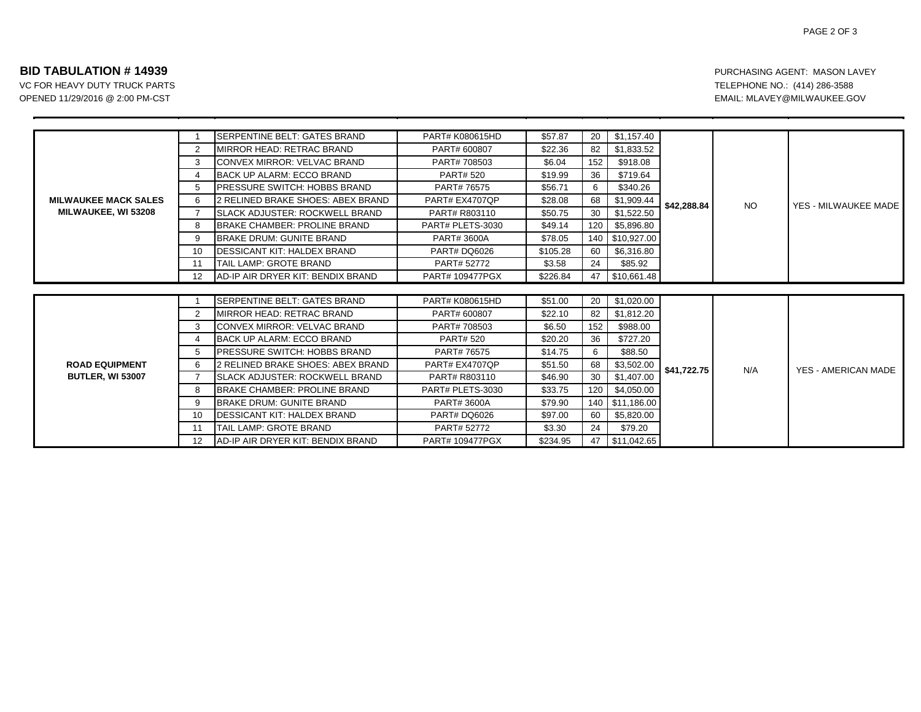**BID TABULATION # 14939**

VC FOR HEAVY DUTY TRUCK PARTS
OPENED 11/29/2016 @ 2:00 PM-CST

PURCHASING AGENT: MASON LAVEY
TELEPHONE NO.: (414) 286-3588
EMAIL: MLAVEY@MILWAUKEE.GOV

| | | | | | | | | | |
|---|---|---|---|---|---|---|---|---|---|
| MILWAUKEE MACK SALES MILWAUKEE, WI 53208 | 1 | SERPENTINE BELT: GATES BRAND | PART# K080615HD | $57.87 | 20 | $1,157.40 | **$42,288.84** | NO | YES - MILWAUKEE MADE |
| | 2 | MIRROR HEAD: RETRAC BRAND | PART# 600807 | $22.36 | 82 | $1,833.52 | | | |
| | 3 | CONVEX MIRROR: VELVAC BRAND | PART# 708503 | $6.04 | 152 | $918.08 | | | |
| | 4 | BACK UP ALARM: ECCO BRAND | PART# 520 | $19.99 | 36 | $719.64 | | | |
| | 5 | PRESSURE SWITCH: HOBBS BRAND | PART# 76575 | $56.71 | 6 | $340.26 | | | |
| | 6 | 2 RELINED BRAKE SHOES: ABEX BRAND | PART# EX4707QP | $28.08 | 68 | $1,909.44 | | | |
| | 7 | SLACK ADJUSTER: ROCKWELL BRAND | PART# R803110 | $50.75 | 30 | $1,522.50 | | | |
| | 8 | BRAKE CHAMBER: PROLINE BRAND | PART# PLETS-3030 | $49.14 | 120 | $5,896.80 | | | |
| | 9 | BRAKE DRUM: GUNITE BRAND | PART# 3600A | $78.05 | 140 | $10,927.00 | | | |
| | 10 | DESSICANT KIT: HALDEX BRAND | PART# DQ6026 | $105.28 | 60 | $6,316.80 | | | |
| | 11 | TAIL LAMP: GROTE BRAND | PART# 52772 | $3.58 | 24 | $85.92 | | | |
| | 12 | AD-IP AIR DRYER KIT: BENDIX BRAND | PART# 109477PGX | $226.84 | 47 | $10,661.48 | | | |
| ROAD EQUIPMENT BUTLER, WI 53007 | 1 | SERPENTINE BELT: GATES BRAND | PART# K080615HD | $51.00 | 20 | $1,020.00 | **$41,722.75** | N/A | YES - AMERICAN MADE |
| | 2 | MIRROR HEAD: RETRAC BRAND | PART# 600807 | $22.10 | 82 | $1,812.20 | | | |
| | 3 | CONVEX MIRROR: VELVAC BRAND | PART# 708503 | $6.50 | 152 | $988.00 | | | |
| | 4 | BACK UP ALARM: ECCO BRAND | PART# 520 | $20.20 | 36 | $727.20 | | | |
| | 5 | PRESSURE SWITCH: HOBBS BRAND | PART# 76575 | $14.75 | 6 | $88.50 | | | |
| | 6 | 2 RELINED BRAKE SHOES: ABEX BRAND | PART# EX4707QP | $51.50 | 68 | $3,502.00 | | | |
| | 7 | SLACK ADJUSTER: ROCKWELL BRAND | PART# R803110 | $46.90 | 30 | $1,407.00 | | | |
| | 8 | BRAKE CHAMBER: PROLINE BRAND | PART# PLETS-3030 | $33.75 | 120 | $4,050.00 | | | |
| | 9 | BRAKE DRUM: GUNITE BRAND | PART# 3600A | $79.90 | 140 | $11,186.00 | | | |
| | 10 | DESSICANT KIT: HALDEX BRAND | PART# DQ6026 | $97.00 | 60 | $5,820.00 | | | |
| | 11 | TAIL LAMP: GROTE BRAND | PART# 52772 | $3.30 | 24 | $79.20 | | | |
| | 12 | AD-IP AIR DRYER KIT: BENDIX BRAND | PART# 109477PGX | $234.95 | 47 | $11,042.65 | | | |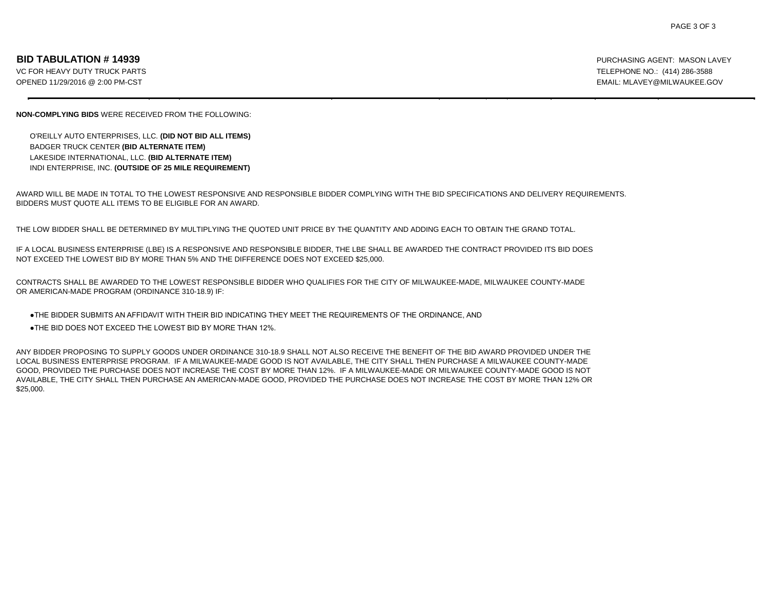## BID TABULATION # 14939

VC FOR HEAVY DUTY TRUCK PARTS
OPENED 11/29/2016 @ 2:00 PM-CST

PURCHASING AGENT: MASON LAVEY
TELEPHONE NO.: (414) 286-3588
EMAIL: MLAVEY@MILWAUKEE.GOV

**NON-COMPLYING BIDS** WERE RECEIVED FROM THE FOLLOWING:

O'REILLY AUTO ENTERPRISES, LLC. **(DID NOT BID ALL ITEMS)**
BADGER TRUCK CENTER **(BID ALTERNATE ITEM)**
LAKESIDE INTERNATIONAL, LLC. **(BID ALTERNATE ITEM)**
INDI ENTERPRISE, INC. **(OUTSIDE OF 25 MILE REQUIREMENT)**

AWARD WILL BE MADE IN TOTAL TO THE LOWEST RESPONSIVE AND RESPONSIBLE BIDDER COMPLYING WITH THE BID SPECIFICATIONS AND DELIVERY REQUIREMENTS. BIDDERS MUST QUOTE ALL ITEMS TO BE ELIGIBLE FOR AN AWARD.

THE LOW BIDDER SHALL BE DETERMINED BY MULTIPLYING THE QUOTED UNIT PRICE BY THE QUANTITY AND ADDING EACH TO OBTAIN THE GRAND TOTAL.

IF A LOCAL BUSINESS ENTERPRISE (LBE) IS A RESPONSIVE AND RESPONSIBLE BIDDER, THE LBE SHALL BE AWARDED THE CONTRACT PROVIDED ITS BID DOES NOT EXCEED THE LOWEST BID BY MORE THAN 5% AND THE DIFFERENCE DOES NOT EXCEED $25,000.

CONTRACTS SHALL BE AWARDED TO THE LOWEST RESPONSIBLE BIDDER WHO QUALIFIES FOR THE CITY OF MILWAUKEE-MADE, MILWAUKEE COUNTY-MADE OR AMERICAN-MADE PROGRAM (ORDINANCE 310-18.9) IF:

- THE BIDDER SUBMITS AN AFFIDAVIT WITH THEIR BID INDICATING THEY MEET THE REQUIREMENTS OF THE ORDINANCE, AND
- THE BID DOES NOT EXCEED THE LOWEST BID BY MORE THAN 12%.

ANY BIDDER PROPOSING TO SUPPLY GOODS UNDER ORDINANCE 310-18.9 SHALL NOT ALSO RECEIVE THE BENEFIT OF THE BID AWARD PROVIDED UNDER THE LOCAL BUSINESS ENTERPRISE PROGRAM. IF A MILWAUKEE-MADE GOOD IS NOT AVAILABLE, THE CITY SHALL THEN PURCHASE A MILWAUKEE COUNTY-MADE GOOD, PROVIDED THE PURCHASE DOES NOT INCREASE THE COST BY MORE THAN 12%. IF A MILWAUKEE-MADE OR MILWAUKEE COUNTY-MADE GOOD IS NOT AVAILABLE, THE CITY SHALL THEN PURCHASE AN AMERICAN-MADE GOOD, PROVIDED THE PURCHASE DOES NOT INCREASE THE COST BY MORE THAN 12% OR $25,000.